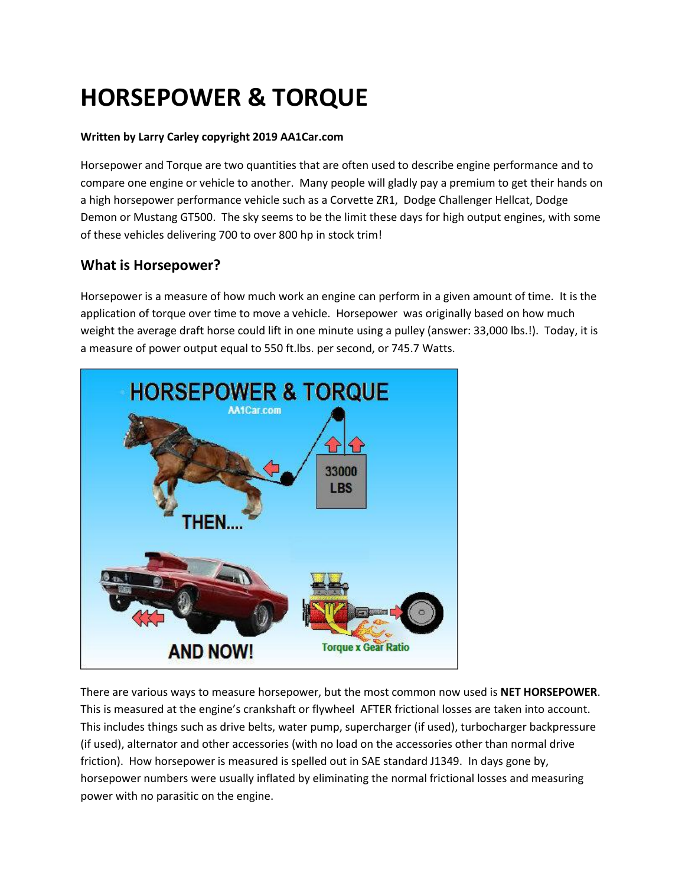# HORSEPOWER & TORQUE

**Written by Larry Carley copyright 2019 AA1Car.com**

Horsepower and Torque are two quantities that are often used to describe engine performance and to compare one engine or vehicle to another. Many people will gladly pay a premium to get their hands on a high horsepower performance vehicle such as a Corvette ZR1, Dodge Challenger Hellcat, Dodge Demon or Mustang GT500. The sky seems to be the limit these days for high output engines, with some of these vehicles delivering 700 to over 800 hp in stock trim!

## What is Horsepower?

Horsepower is a measure of how much work an engine can perform in a given amount of time. It is the application of torque over time to move a vehicle. Horsepower was originally based on how much weight the average draft horse could lift in one minute using a pulley (answer: 33,000 lbs.!). Today, it is a measure of power output equal to 550 ft.lbs. per second, or 745.7 Watts.

There are various ways to measure horsepower, but the most common now used is **NET HORSEPOWER**. This is measured at the engine's crankshaft or flywheel AFTER frictional losses are taken into account. This includes things such as drive belts, water pump, supercharger (if used), turbocharger backpressure (if used), alternator and other accessories (with no load on the accessories other than normal drive friction). How horsepower is measured is spelled out in SAE standard J1349. In days gone by, horsepower numbers were usually inflated by eliminating the normal frictional losses and measuring power with no parasitic on the engine.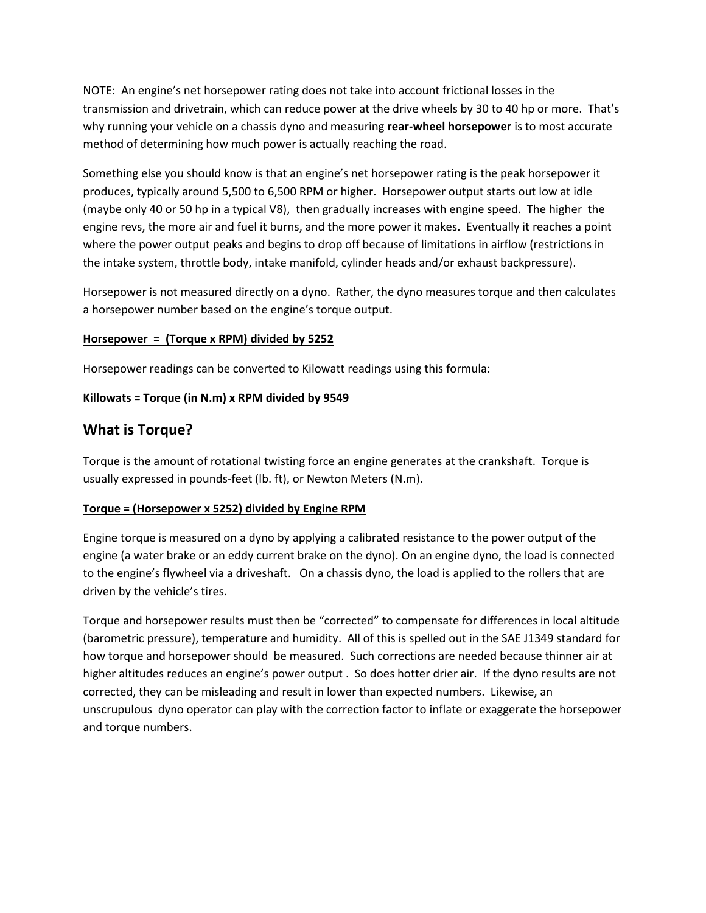NOTE: An engine's net horsepower rating does not take into account frictional losses in the transmission and drivetrain, which can reduce power at the drive wheels by 30 to 40 hp or more. That's why running your vehicle on a chassis dyno and measuring **rear-wheel horsepower** is to most accurate method of determining how much power is actually reaching the road.

Something else you should know is that an engine's net horsepower rating is the peak horsepower it produces, typically around 5,500 to 6,500 RPM or higher. Horsepower output starts out low at idle (maybe only 40 or 50 hp in a typical V8), then gradually increases with engine speed. The higher the engine revs, the more air and fuel it burns, and the more power it makes. Eventually it reaches a point where the power output peaks and begins to drop off because of limitations in airflow (restrictions in the intake system, throttle body, intake manifold, cylinder heads and/or exhaust backpressure).

Horsepower is not measured directly on a dyno. Rather, the dyno measures torque and then calculates a horsepower number based on the engine's torque output.

<u>**Horsepower = (Torque x RPM) divided by 5252**</u>

Horsepower readings can be converted to Kilowatt readings using this formula:

<u>**Killowats = Torque (in N.m) x RPM divided by 9549**</u>

## What is Torque?

Torque is the amount of rotational twisting force an engine generates at the crankshaft. Torque is usually expressed in pounds-feet (lb. ft), or Newton Meters (N.m).

<u>**Torque = (Horsepower x 5252) divided by Engine RPM**</u>

Engine torque is measured on a dyno by applying a calibrated resistance to the power output of the engine (a water brake or an eddy current brake on the dyno). On an engine dyno, the load is connected to the engine's flywheel via a driveshaft. On a chassis dyno, the load is applied to the rollers that are driven by the vehicle's tires.

Torque and horsepower results must then be "corrected" to compensate for differences in local altitude (barometric pressure), temperature and humidity. All of this is spelled out in the SAE J1349 standard for how torque and horsepower should be measured. Such corrections are needed because thinner air at higher altitudes reduces an engine's power output . So does hotter drier air. If the dyno results are not corrected, they can be misleading and result in lower than expected numbers. Likewise, an unscrupulous dyno operator can play with the correction factor to inflate or exaggerate the horsepower and torque numbers.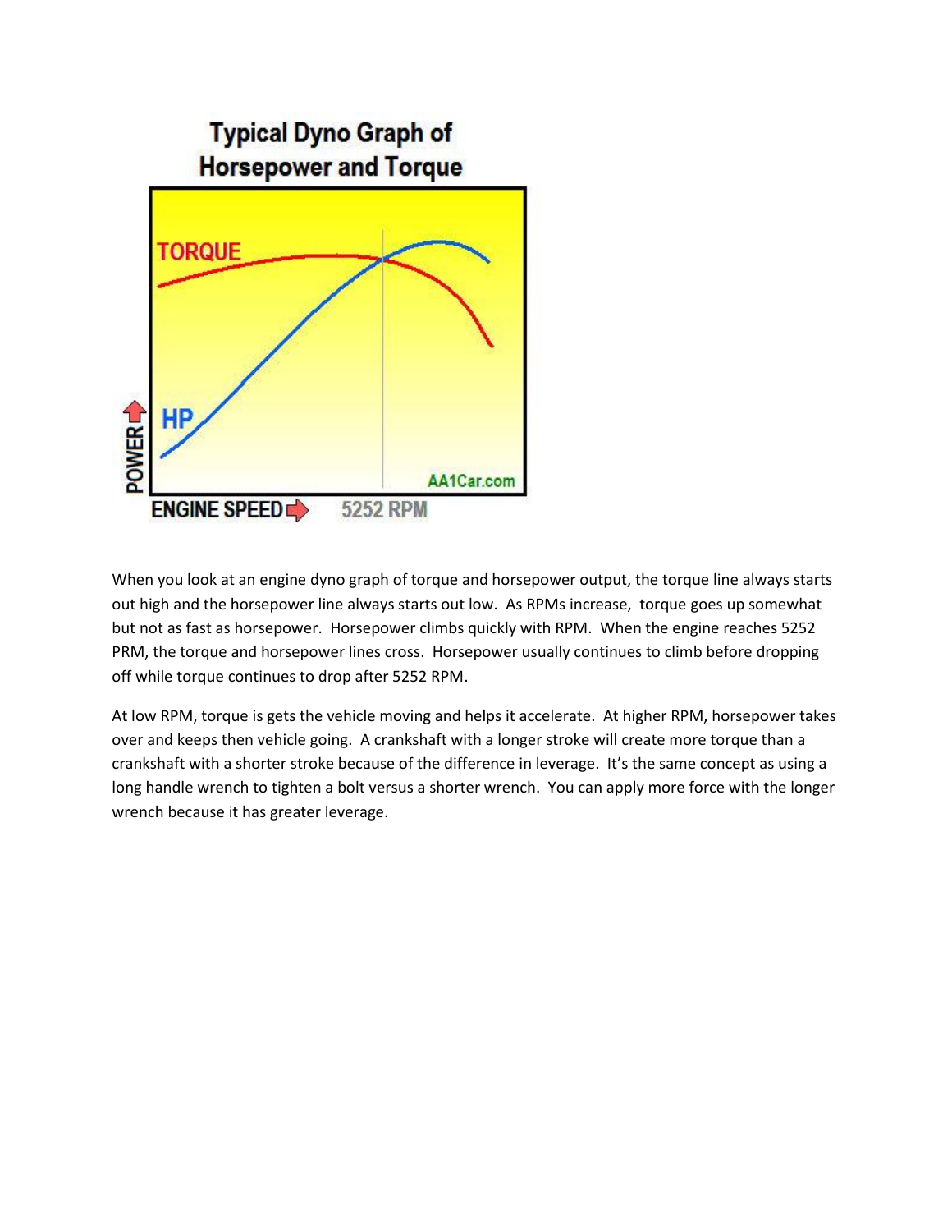When you look at an engine dyno graph of torque and horsepower output, the torque line always starts out high and the horsepower line always starts out low. As RPMs increase, torque goes up somewhat but not as fast as horsepower. Horsepower climbs quickly with RPM. When the engine reaches 5252 PRM, the torque and horsepower lines cross. Horsepower usually continues to climb before dropping off while torque continues to drop after 5252 RPM.

At low RPM, torque is gets the vehicle moving and helps it accelerate. At higher RPM, horsepower takes over and keeps then vehicle going. A crankshaft with a longer stroke will create more torque than a crankshaft with a shorter stroke because of the difference in leverage. It's the same concept as using a long handle wrench to tighten a bolt versus a shorter wrench. You can apply more force with the longer wrench because it has greater leverage.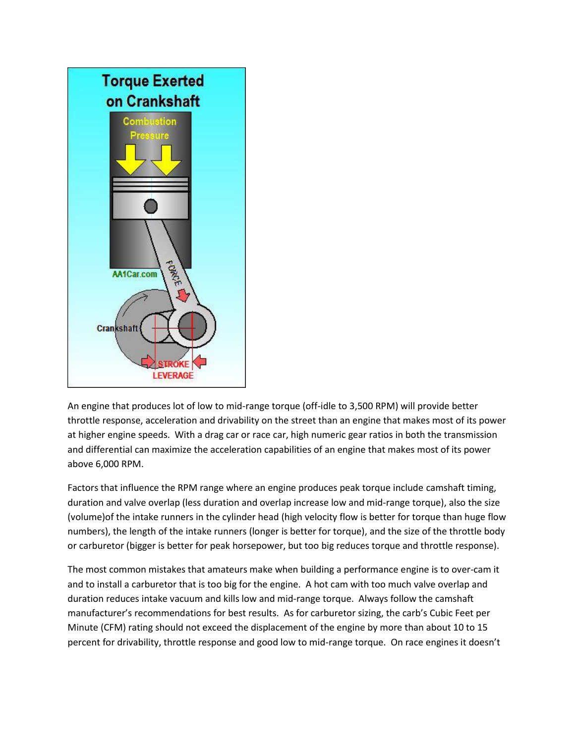An engine that produces lot of low to mid-range torque (off-idle to 3,500 RPM) will provide better throttle response, acceleration and drivability on the street than an engine that makes most of its power at higher engine speeds. With a drag car or race car, high numeric gear ratios in both the transmission and differential can maximize the acceleration capabilities of an engine that makes most of its power above 6,000 RPM.

Factors that influence the RPM range where an engine produces peak torque include camshaft timing, duration and valve overlap (less duration and overlap increase low and mid-range torque), also the size (volume)of the intake runners in the cylinder head (high velocity flow is better for torque than huge flow numbers), the length of the intake runners (longer is better for torque), and the size of the throttle body or carburetor (bigger is better for peak horsepower, but too big reduces torque and throttle response).

The most common mistakes that amateurs make when building a performance engine is to over-cam it and to install a carburetor that is too big for the engine. A hot cam with too much valve overlap and duration reduces intake vacuum and kills low and mid-range torque. Always follow the camshaft manufacturer's recommendations for best results. As for carburetor sizing, the carb's Cubic Feet per Minute (CFM) rating should not exceed the displacement of the engine by more than about 10 to 15 percent for drivability, throttle response and good low to mid-range torque. On race engines it doesn't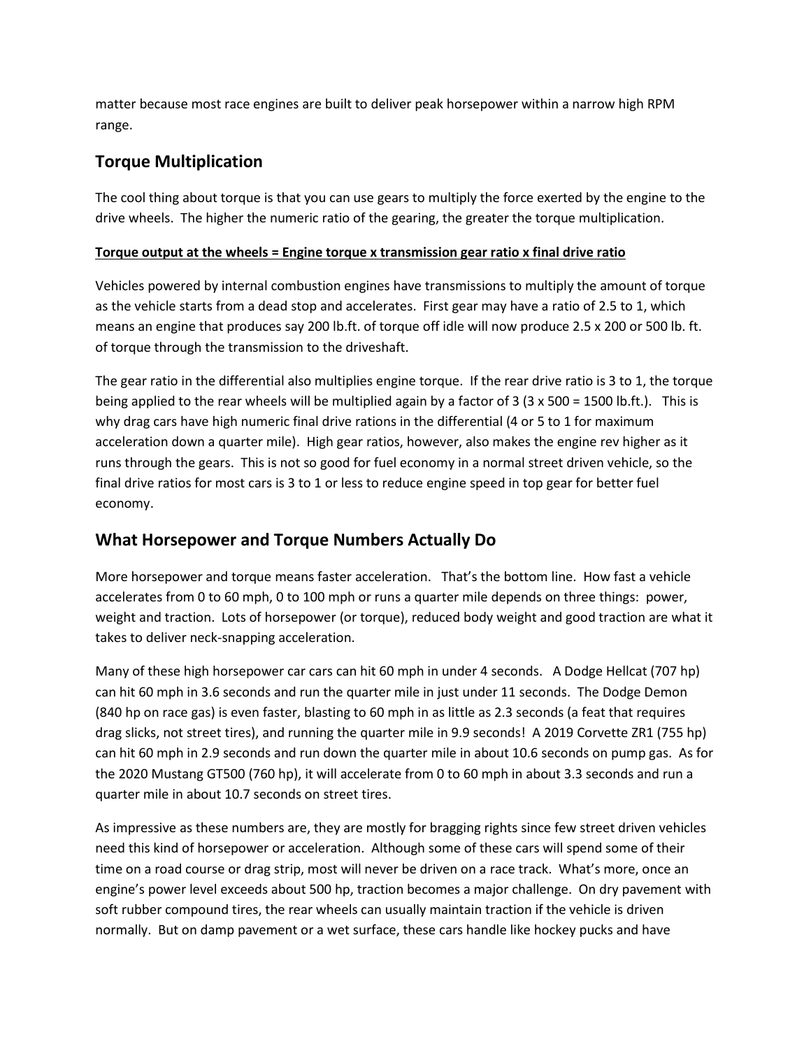matter because most race engines are built to deliver peak horsepower within a narrow high RPM range.

## Torque Multiplication

The cool thing about torque is that you can use gears to multiply the force exerted by the engine to the drive wheels. The higher the numeric ratio of the gearing, the greater the torque multiplication.

**Torque output at the wheels = Engine torque x transmission gear ratio x final drive ratio**

Vehicles powered by internal combustion engines have transmissions to multiply the amount of torque as the vehicle starts from a dead stop and accelerates. First gear may have a ratio of 2.5 to 1, which means an engine that produces say 200 lb.ft. of torque off idle will now produce 2.5 x 200 or 500 lb. ft. of torque through the transmission to the driveshaft.

The gear ratio in the differential also multiplies engine torque. If the rear drive ratio is 3 to 1, the torque being applied to the rear wheels will be multiplied again by a factor of 3 (3 x 500 = 1500 lb.ft.). This is why drag cars have high numeric final drive rations in the differential (4 or 5 to 1 for maximum acceleration down a quarter mile). High gear ratios, however, also makes the engine rev higher as it runs through the gears. This is not so good for fuel economy in a normal street driven vehicle, so the final drive ratios for most cars is 3 to 1 or less to reduce engine speed in top gear for better fuel economy.

## What Horsepower and Torque Numbers Actually Do

More horsepower and torque means faster acceleration. That's the bottom line. How fast a vehicle accelerates from 0 to 60 mph, 0 to 100 mph or runs a quarter mile depends on three things: power, weight and traction. Lots of horsepower (or torque), reduced body weight and good traction are what it takes to deliver neck-snapping acceleration.

Many of these high horsepower car cars can hit 60 mph in under 4 seconds. A Dodge Hellcat (707 hp) can hit 60 mph in 3.6 seconds and run the quarter mile in just under 11 seconds. The Dodge Demon (840 hp on race gas) is even faster, blasting to 60 mph in as little as 2.3 seconds (a feat that requires drag slicks, not street tires), and running the quarter mile in 9.9 seconds! A 2019 Corvette ZR1 (755 hp) can hit 60 mph in 2.9 seconds and run down the quarter mile in about 10.6 seconds on pump gas. As for the 2020 Mustang GT500 (760 hp), it will accelerate from 0 to 60 mph in about 3.3 seconds and run a quarter mile in about 10.7 seconds on street tires.

As impressive as these numbers are, they are mostly for bragging rights since few street driven vehicles need this kind of horsepower or acceleration. Although some of these cars will spend some of their time on a road course or drag strip, most will never be driven on a race track. What's more, once an engine's power level exceeds about 500 hp, traction becomes a major challenge. On dry pavement with soft rubber compound tires, the rear wheels can usually maintain traction if the vehicle is driven normally. But on damp pavement or a wet surface, these cars handle like hockey pucks and have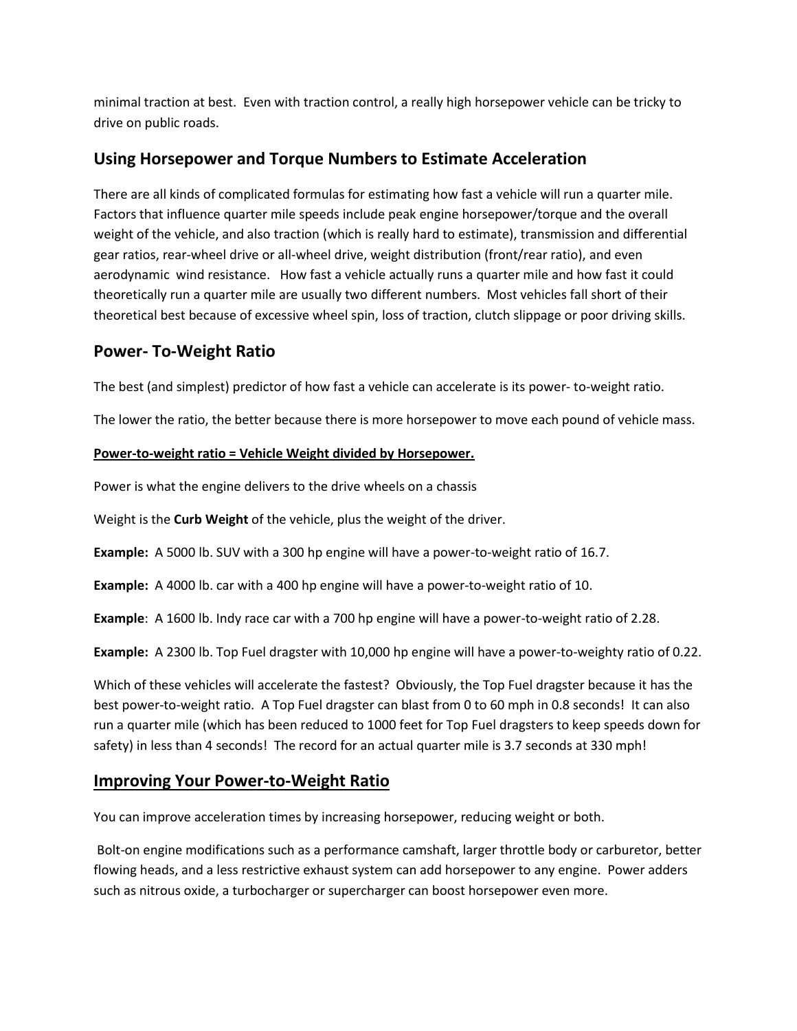minimal traction at best. Even with traction control, a really high horsepower vehicle can be tricky to drive on public roads.

## Using Horsepower and Torque Numbers to Estimate Acceleration

There are all kinds of complicated formulas for estimating how fast a vehicle will run a quarter mile. Factors that influence quarter mile speeds include peak engine horsepower/torque and the overall weight of the vehicle, and also traction (which is really hard to estimate), transmission and differential gear ratios, rear-wheel drive or all-wheel drive, weight distribution (front/rear ratio), and even aerodynamic wind resistance. How fast a vehicle actually runs a quarter mile and how fast it could theoretically run a quarter mile are usually two different numbers. Most vehicles fall short of their theoretical best because of excessive wheel spin, loss of traction, clutch slippage or poor driving skills.

## Power- To-Weight Ratio

The best (and simplest) predictor of how fast a vehicle can accelerate is its power- to-weight ratio.

The lower the ratio, the better because there is more horsepower to move each pound of vehicle mass.

**Power-to-weight ratio = Vehicle Weight divided by Horsepower.**

Power is what the engine delivers to the drive wheels on a chassis

Weight is the **Curb Weight** of the vehicle, plus the weight of the driver.

**Example:** A 5000 lb. SUV with a 300 hp engine will have a power-to-weight ratio of 16.7.

**Example:** A 4000 lb. car with a 400 hp engine will have a power-to-weight ratio of 10.

**Example**: A 1600 lb. Indy race car with a 700 hp engine will have a power-to-weight ratio of 2.28.

**Example:** A 2300 lb. Top Fuel dragster with 10,000 hp engine will have a power-to-weighty ratio of 0.22.

Which of these vehicles will accelerate the fastest? Obviously, the Top Fuel dragster because it has the best power-to-weight ratio. A Top Fuel dragster can blast from 0 to 60 mph in 0.8 seconds! It can also run a quarter mile (which has been reduced to 1000 feet for Top Fuel dragsters to keep speeds down for safety) in less than 4 seconds! The record for an actual quarter mile is 3.7 seconds at 330 mph!

## Improving Your Power-to-Weight Ratio

You can improve acceleration times by increasing horsepower, reducing weight or both.

Bolt-on engine modifications such as a performance camshaft, larger throttle body or carburetor, better flowing heads, and a less restrictive exhaust system can add horsepower to any engine. Power adders such as nitrous oxide, a turbocharger or supercharger can boost horsepower even more.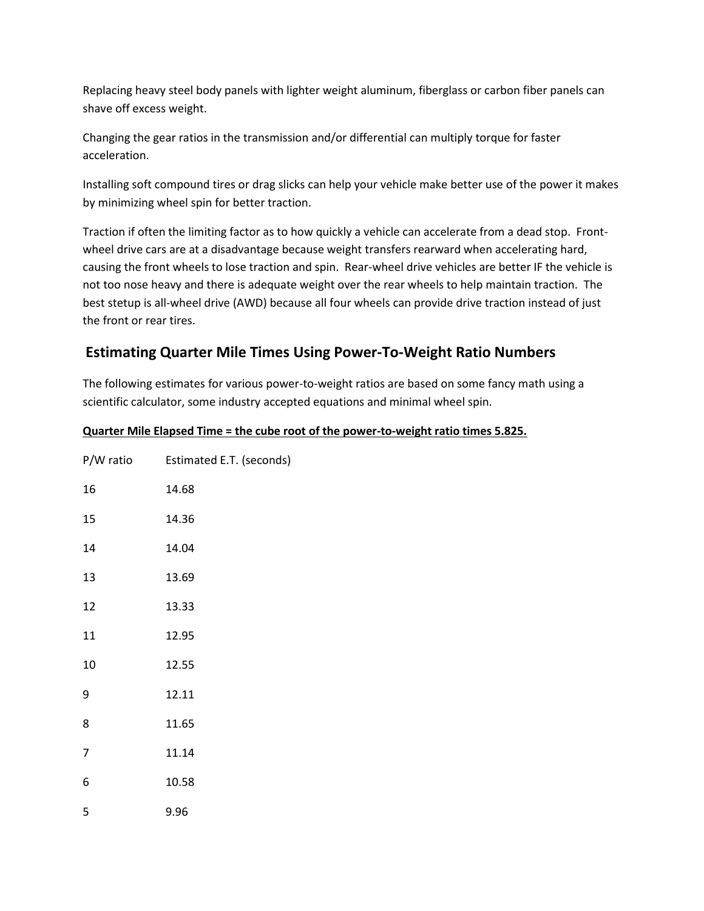Replacing heavy steel body panels with lighter weight aluminum, fiberglass or carbon fiber panels can shave off excess weight.

Changing the gear ratios in the transmission and/or differential can multiply torque for faster acceleration.

Installing soft compound tires or drag slicks can help your vehicle make better use of the power it makes by minimizing wheel spin for better traction.

Traction if often the limiting factor as to how quickly a vehicle can accelerate from a dead stop. Front-wheel drive cars are at a disadvantage because weight transfers rearward when accelerating hard, causing the front wheels to lose traction and spin. Rear-wheel drive vehicles are better IF the vehicle is not too nose heavy and there is adequate weight over the rear wheels to help maintain traction. The best setup is all-wheel drive (AWD) because all four wheels can provide drive traction instead of just the front or rear tires.

## Estimating Quarter Mile Times Using Power-To-Weight Ratio Numbers

The following estimates for various power-to-weight ratios are based on some fancy math using a scientific calculator, some industry accepted equations and minimal wheel spin.

**Quarter Mile Elapsed Time = the cube root of the power-to-weight ratio times 5.825.**

| P/W ratio | Estimated E.T. (seconds) |
|---|---|
| 16 | 14.68 |
| 15 | 14.36 |
| 14 | 14.04 |
| 13 | 13.69 |
| 12 | 13.33 |
| 11 | 12.95 |
| 10 | 12.55 |
| 9 | 12.11 |
| 8 | 11.65 |
| 7 | 11.14 |
| 6 | 10.58 |
| 5 | 9.96 |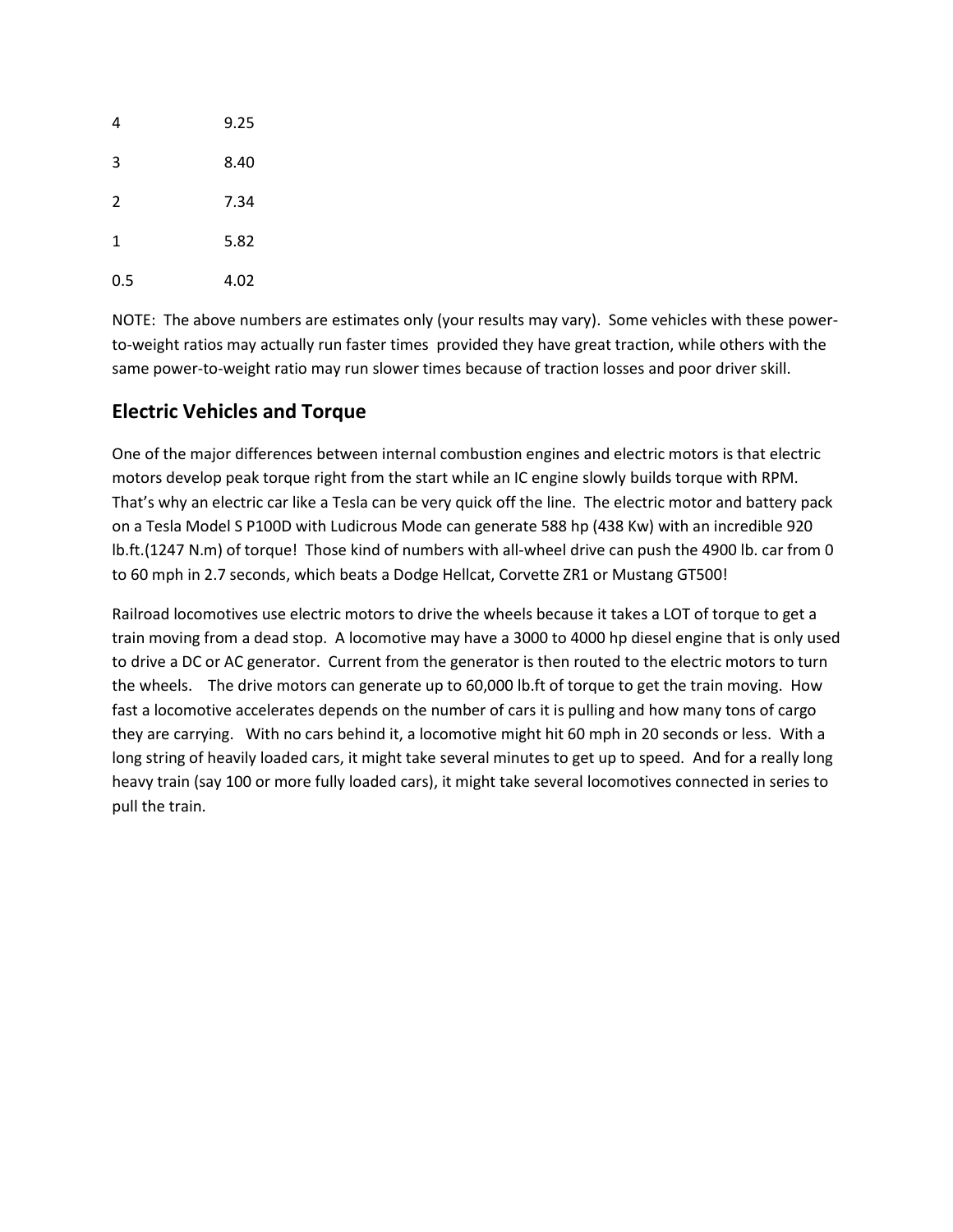| | |
|---|---|
| 4 | 9.25 |
| 3 | 8.40 |
| 2 | 7.34 |
| 1 | 5.82 |
| 0.5 | 4.02 |

NOTE: The above numbers are estimates only (your results may vary). Some vehicles with these power-to-weight ratios may actually run faster times provided they have great traction, while others with the same power-to-weight ratio may run slower times because of traction losses and poor driver skill.

## Electric Vehicles and Torque

One of the major differences between internal combustion engines and electric motors is that electric motors develop peak torque right from the start while an IC engine slowly builds torque with RPM. That's why an electric car like a Tesla can be very quick off the line. The electric motor and battery pack on a Tesla Model S P100D with Ludicrous Mode can generate 588 hp (438 Kw) with an incredible 920 lb.ft.(1247 N.m) of torque! Those kind of numbers with all-wheel drive can push the 4900 lb. car from 0 to 60 mph in 2.7 seconds, which beats a Dodge Hellcat, Corvette ZR1 or Mustang GT500!

Railroad locomotives use electric motors to drive the wheels because it takes a LOT of torque to get a train moving from a dead stop. A locomotive may have a 3000 to 4000 hp diesel engine that is only used to drive a DC or AC generator. Current from the generator is then routed to the electric motors to turn the wheels. The drive motors can generate up to 60,000 lb.ft of torque to get the train moving. How fast a locomotive accelerates depends on the number of cars it is pulling and how many tons of cargo they are carrying. With no cars behind it, a locomotive might hit 60 mph in 20 seconds or less. With a long string of heavily loaded cars, it might take several minutes to get up to speed. And for a really long heavy train (say 100 or more fully loaded cars), it might take several locomotives connected in series to pull the train.